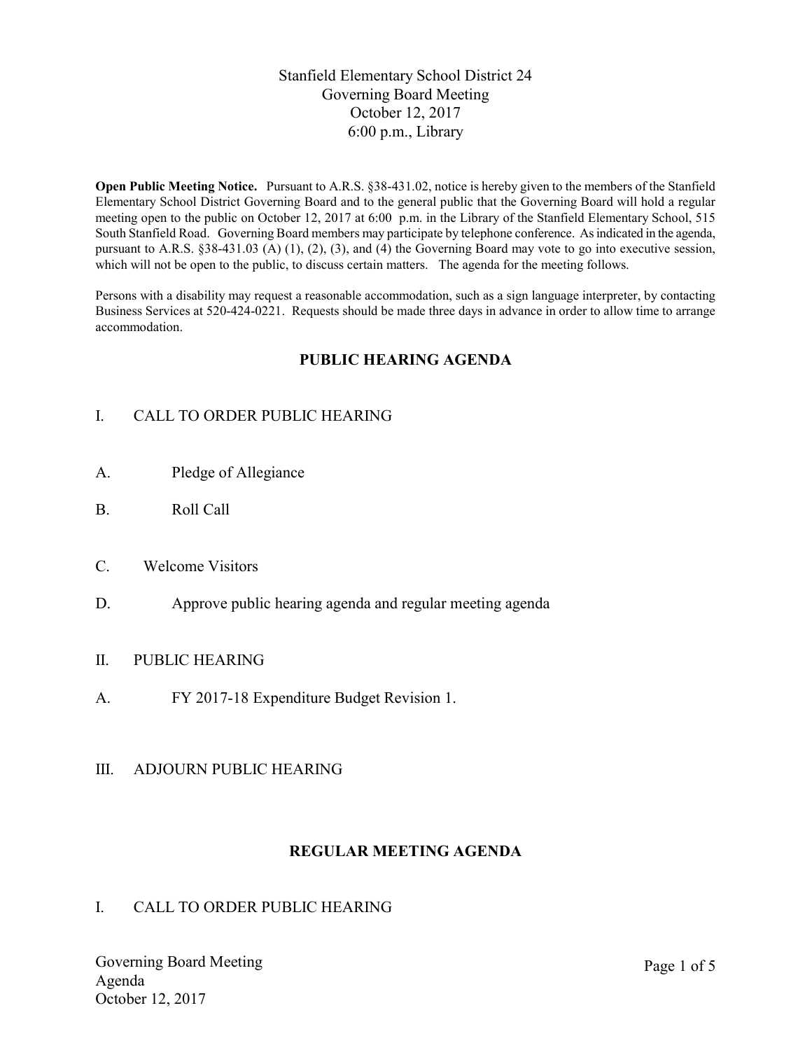# Stanfield Elementary School District 24
## Governing Board Meeting
## October 12, 2017
## 6:00 p.m., Library

**Open Public Meeting Notice.** Pursuant to A.R.S. §38-431.02, notice is hereby given to the members of the Stanfield Elementary School District Governing Board and to the general public that the Governing Board will hold a regular meeting open to the public on October 12, 2017 at 6:00 p.m. in the Library of the Stanfield Elementary School, 515 South Stanfield Road. Governing Board members may participate by telephone conference. As indicated in the agenda, pursuant to A.R.S. §38-431.03 (A) (1), (2), (3), and (4) the Governing Board may vote to go into executive session, which will not be open to the public, to discuss certain matters. The agenda for the meeting follows.

Persons with a disability may request a reasonable accommodation, such as a sign language interpreter, by contacting Business Services at 520-424-0221. Requests should be made three days in advance in order to allow time to arrange accommodation.

## PUBLIC HEARING AGENDA

I. CALL TO ORDER PUBLIC HEARING

A. Pledge of Allegiance

B. Roll Call

C. Welcome Visitors

D. Approve public hearing agenda and regular meeting agenda

II. PUBLIC HEARING

A. FY 2017-18 Expenditure Budget Revision 1.

III. ADJOURN PUBLIC HEARING

## REGULAR MEETING AGENDA

I. CALL TO ORDER PUBLIC HEARING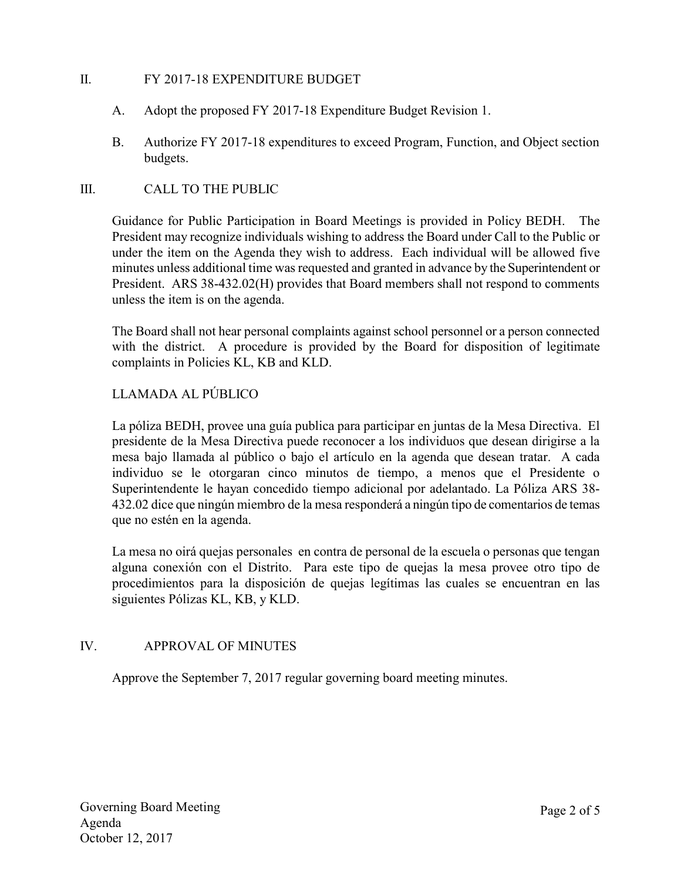## II. FY 2017-18 EXPENDITURE BUDGET

A. Adopt the proposed FY 2017-18 Expenditure Budget Revision 1.

B. Authorize FY 2017-18 expenditures to exceed Program, Function, and Object section budgets.

## III. CALL TO THE PUBLIC

Guidance for Public Participation in Board Meetings is provided in Policy BEDH. The President may recognize individuals wishing to address the Board under Call to the Public or under the item on the Agenda they wish to address. Each individual will be allowed five minutes unless additional time was requested and granted in advance by the Superintendent or President. ARS 38-432.02(H) provides that Board members shall not respond to comments unless the item is on the agenda.

The Board shall not hear personal complaints against school personnel or a person connected with the district. A procedure is provided by the Board for disposition of legitimate complaints in Policies KL, KB and KLD.

### LLAMADA AL PÚBLICO

La póliza BEDH, provee una guía publica para participar en juntas de la Mesa Directiva. El presidente de la Mesa Directiva puede reconocer a los individuos que desean dirigirse a la mesa bajo llamada al público o bajo el artículo en la agenda que desean tratar. A cada individuo se le otorgaran cinco minutos de tiempo, a menos que el Presidente o Superintendente le hayan concedido tiempo adicional por adelantado. La Póliza ARS 38-432.02 dice que ningún miembro de la mesa responderá a ningún tipo de comentarios de temas que no estén en la agenda.

La mesa no oirá quejas personales en contra de personal de la escuela o personas que tengan alguna conexión con el Distrito. Para este tipo de quejas la mesa provee otro tipo de procedimientos para la disposición de quejas legítimas las cuales se encuentran en las siguientes Pólizas KL, KB, y KLD.

## IV. APPROVAL OF MINUTES

Approve the September 7, 2017 regular governing board meeting minutes.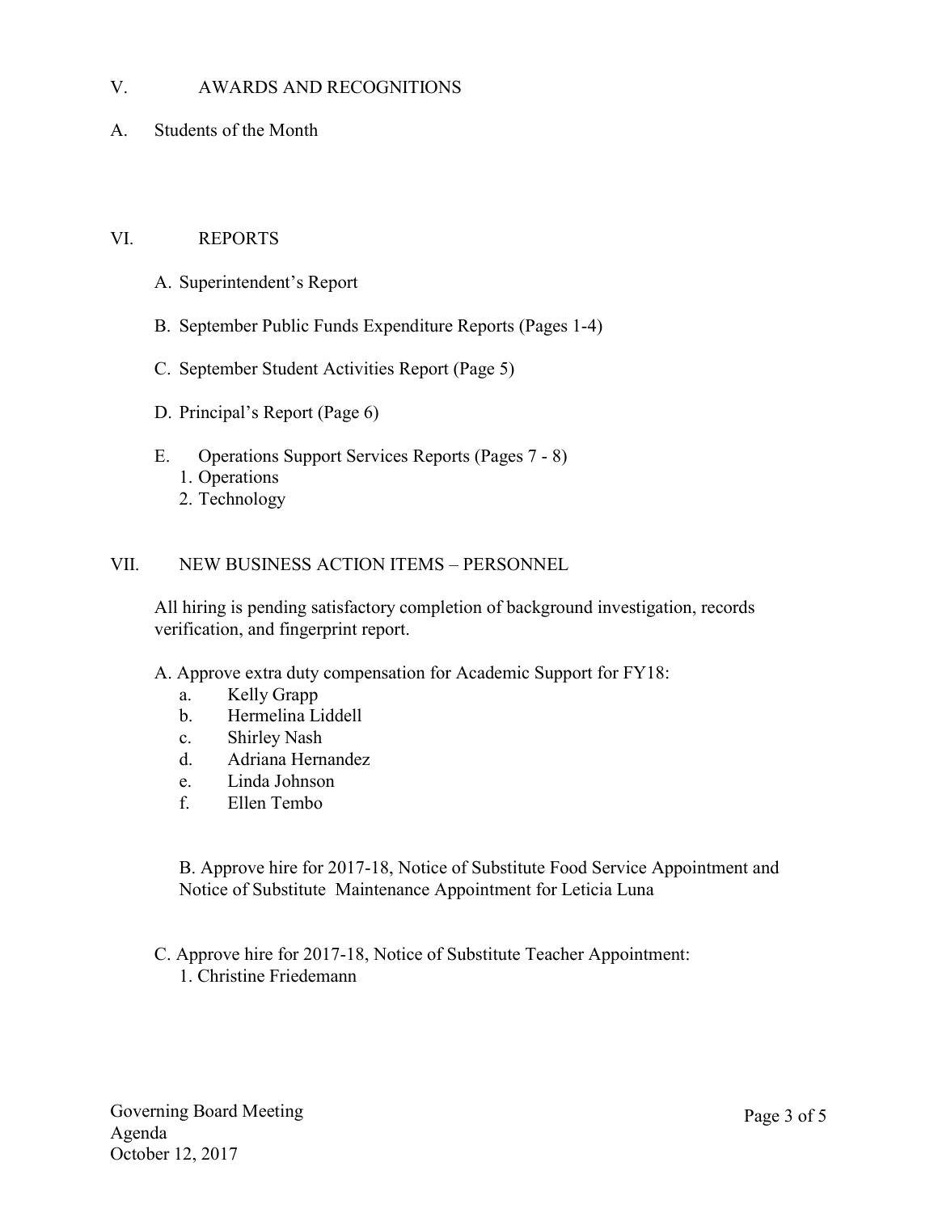## V. AWARDS AND RECOGNITIONS

A. Students of the Month

## VI. REPORTS

A. Superintendent's Report

B. September Public Funds Expenditure Reports (Pages 1-4)

C. September Student Activities Report (Page 5)

D. Principal's Report (Page 6)

E. Operations Support Services Reports (Pages 7 - 8)
   1. Operations
   2. Technology

## VII. NEW BUSINESS ACTION ITEMS – PERSONNEL

All hiring is pending satisfactory completion of background investigation, records verification, and fingerprint report.

A. Approve extra duty compensation for Academic Support for FY18:
   a. Kelly Grapp
   b. Hermelina Liddell
   c. Shirley Nash
   d. Adriana Hernandez
   e. Linda Johnson
   f. Ellen Tembo

B. Approve hire for 2017-18, Notice of Substitute Food Service Appointment and Notice of Substitute Maintenance Appointment for Leticia Luna

C. Approve hire for 2017-18, Notice of Substitute Teacher Appointment:
   1. Christine Friedemann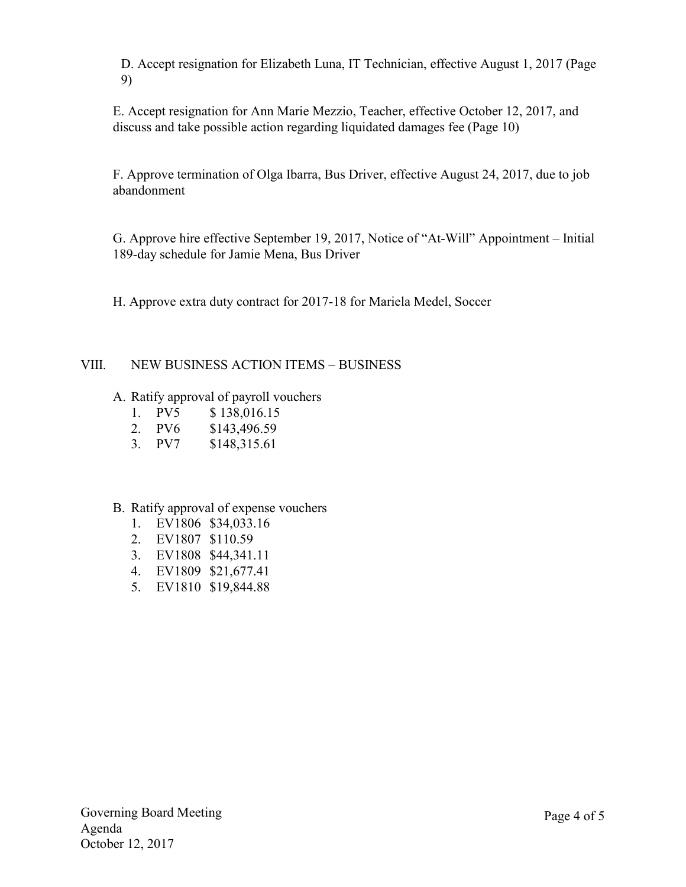D. Accept resignation for Elizabeth Luna, IT Technician, effective August 1, 2017 (Page 9)

E. Accept resignation for Ann Marie Mezzio, Teacher, effective October 12, 2017, and discuss and take possible action regarding liquidated damages fee (Page 10)

F. Approve termination of Olga Ibarra, Bus Driver, effective August 24, 2017, due to job abandonment

G. Approve hire effective September 19, 2017, Notice of "At-Will" Appointment – Initial 189-day schedule for Jamie Mena, Bus Driver

H. Approve extra duty contract for 2017-18 for Mariela Medel, Soccer

## VIII. NEW BUSINESS ACTION ITEMS – BUSINESS

A. Ratify approval of payroll vouchers
1. PV5 $ 138,016.15
2. PV6 $143,496.59
3. PV7 $148,315.61

B. Ratify approval of expense vouchers
1. EV1806 $34,033.16
2. EV1807 $110.59
3. EV1808 $44,341.11
4. EV1809 $21,677.41
5. EV1810 $19,844.88

Governing Board Meeting
Agenda
October 12, 2017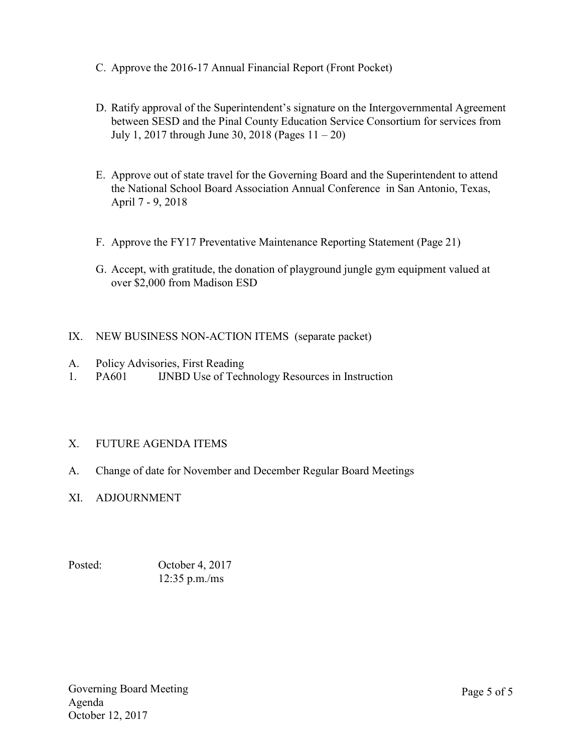C. Approve the 2016-17 Annual Financial Report (Front Pocket)

D. Ratify approval of the Superintendent's signature on the Intergovernmental Agreement between SESD and the Pinal County Education Service Consortium for services from July 1, 2017 through June 30, 2018 (Pages 11 – 20)

E. Approve out of state travel for the Governing Board and the Superintendent to attend the National School Board Association Annual Conference in San Antonio, Texas, April 7 - 9, 2018

F. Approve the FY17 Preventative Maintenance Reporting Statement (Page 21)

G. Accept, with gratitude, the donation of playground jungle gym equipment valued at over $2,000 from Madison ESD

IX. NEW BUSINESS NON-ACTION ITEMS (separate packet)

A. Policy Advisories, First Reading
1. PA601 IJNBD Use of Technology Resources in Instruction

X. FUTURE AGENDA ITEMS

A. Change of date for November and December Regular Board Meetings

XI. ADJOURNMENT

Posted: October 4, 2017
12:35 p.m./ms